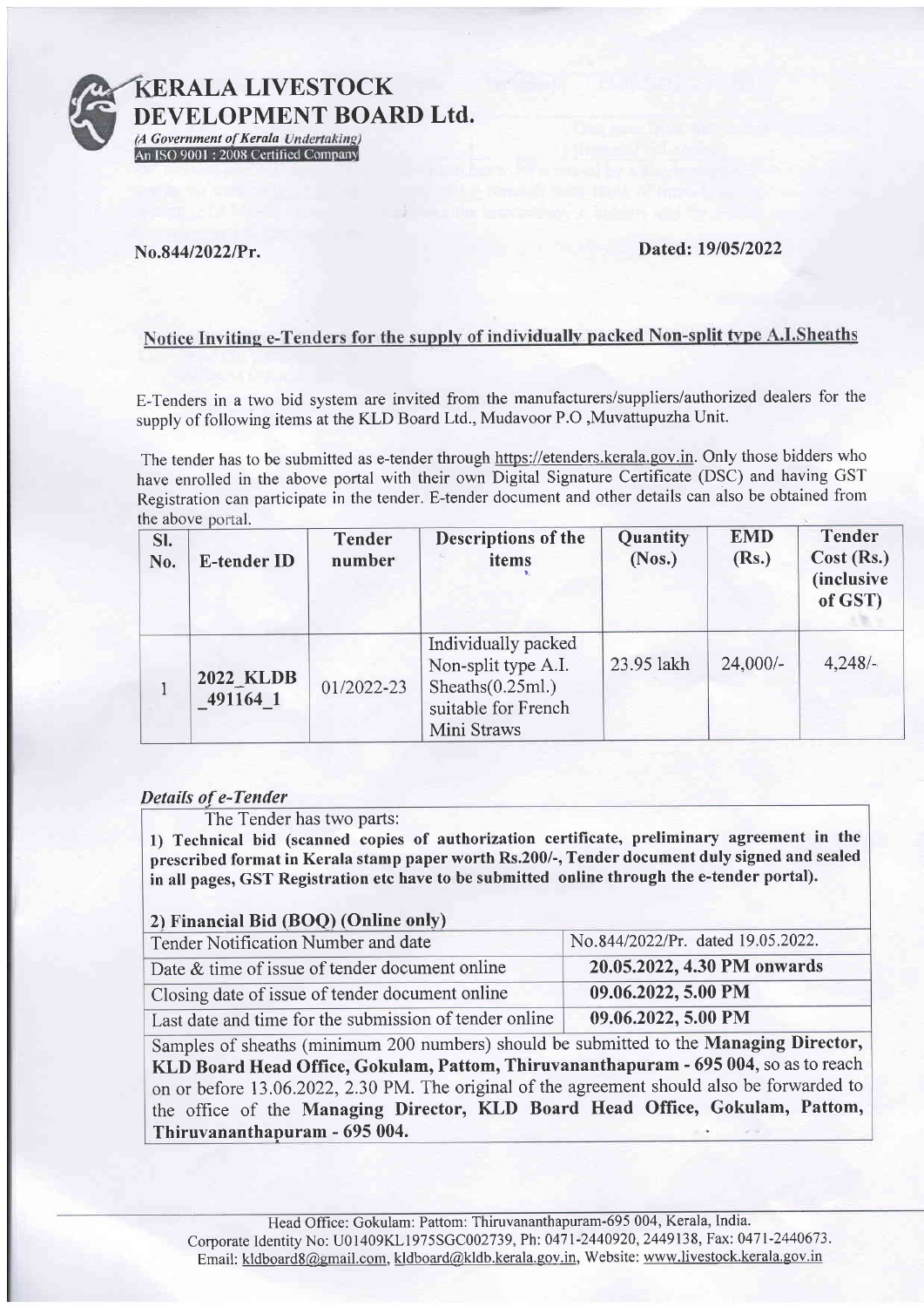# KERALA LIVESTOCK DEVELOPMENT BOARD Ltd.

*(A Government of Kerala Undertaking)*
An ISO 9001 : 2008 Certified Company

**No.844/2022/Pr.** **Dated: 19/05/2022**

## Notice Inviting e-Tenders for the supply of individually packed Non-split type A.I.Sheaths

E-Tenders in a two bid system are invited from the manufacturers/suppliers/authorized dealers for the supply of following items at the KLD Board Ltd., Mudavoor P.O ,Muvattupuzha Unit.

The tender has to be submitted as e-tender through https://etenders.kerala.gov.in. Only those bidders who have enrolled in the above portal with their own Digital Signature Certificate (DSC) and having GST Registration can participate in the tender. E-tender document and other details can also be obtained from the above portal.

| Sl. No. | E-tender ID | Tender number | Descriptions of the items | Quantity (Nos.) | EMD (Rs.) | Tender Cost (Rs.) (inclusive of GST) |
|---|---|---|---|---|---|---|
| 1 | **2022_KLDB_491164_1** | 01/2022-23 | Individually packed Non-split type A.I. Sheaths(0.25ml.) suitable for French Mini Straws | 23.95 lakh | 24,000/- | 4,248/- |

### *Details of e-Tender*

The Tender has two parts:

**1) Technical bid (scanned copies of authorization certificate, preliminary agreement in the prescribed format in Kerala stamp paper worth Rs.200/-, Tender document duly signed and sealed in all pages, GST Registration etc have to be submitted online through the e-tender portal).**

**2) Financial Bid (BOQ) (Online only)**

| | |
|---|---|
| Tender Notification Number and date | No.844/2022/Pr. dated 19.05.2022. |
| Date & time of issue of tender document online | **20.05.2022, 4.30 PM onwards** |
| Closing date of issue of tender document online | **09.06.2022, 5.00 PM** |
| Last date and time for the submission of tender online | **09.06.2022, 5.00 PM** |

Samples of sheaths (minimum 200 numbers) should be submitted to the **Managing Director, KLD Board Head Office, Gokulam, Pattom, Thiruvananthapuram - 695 004,** so as to reach on or before 13.06.2022, 2.30 PM. The original of the agreement should also be forwarded to the office of the **Managing Director, KLD Board Head Office, Gokulam, Pattom, Thiruvananthapuram - 695 004.**

Head Office: Gokulam: Pattom: Thiruvananthapuram-695 004, Kerala, India.
Corporate Identity No: U01409KL1975SGC002739, Ph: 0471-2440920, 2449138, Fax: 0471-2440673.
Email: kldboard8@gmail.com, kldboard@kldb.kerala.gov.in, Website: www.livestock.kerala.gov.in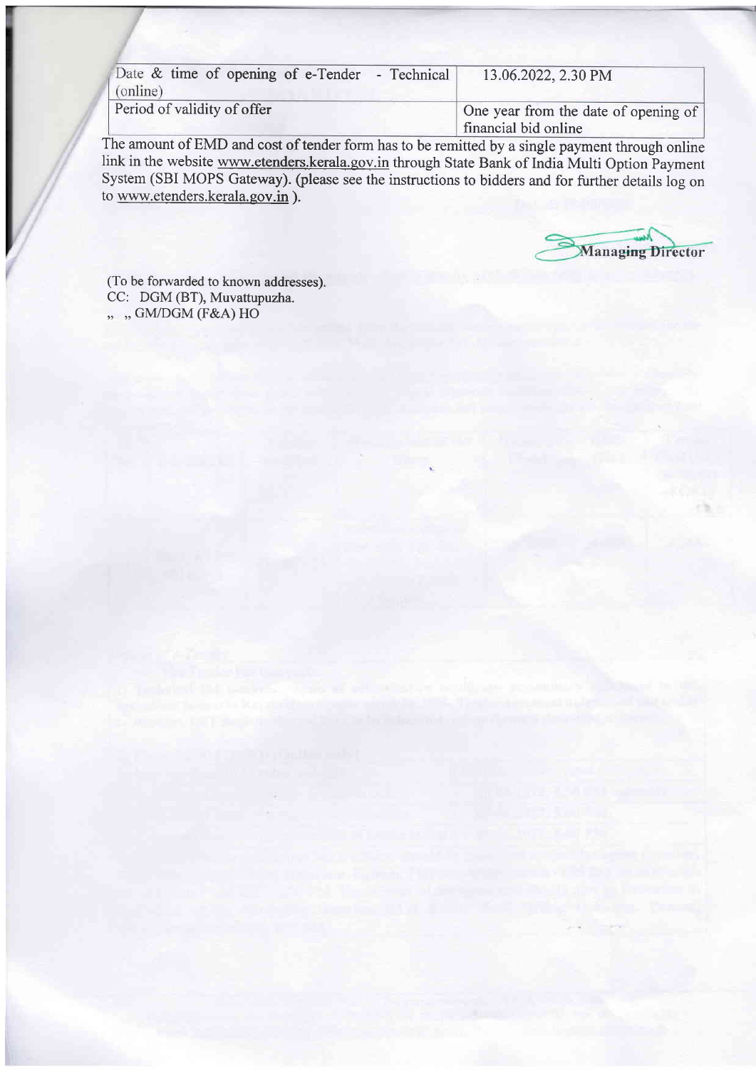| | |
|---|---|
| Date & time of opening of e-Tender - Technical (online) | 13.06.2022, 2.30 PM |
| Period of validity of offer | One year from the date of opening of financial bid online |

The amount of EMD and cost of tender form has to be remitted by a single payment through online link in the website www.etenders.kerala.gov.in through State Bank of India Multi Option Payment System (SBI MOPS Gateway). (please see the instructions to bidders and for further details log on to www.etenders.kerala.gov.in ).

Managing Director

(To be forwarded to known addresses).
CC: DGM (BT), Muvattupuzha.
" " GM/DGM (F&A) HO